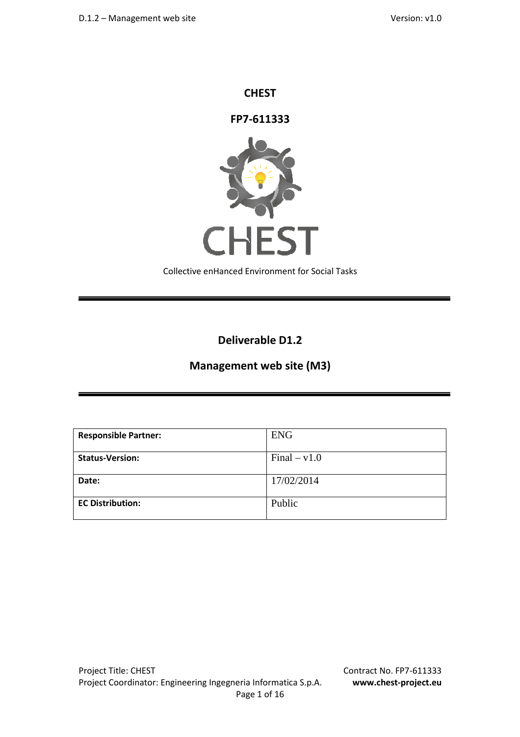# CHEST

## FP7-611333

CHEST

Collective enHanced Environment for Social Tasks

---

## Deliverable D1.2

## Management web site (M3)

---

| **Responsible Partner:** | ENG |
|---|---|
| **Status-Version:** | Final – v1.0 |
| **Date:** | 17/02/2014 |
| **EC Distribution:** | Public |

Project Title: CHEST
Project Coordinator: Engineering Ingegneria Informatica S.p.A.

Contract No. FP7-611333
**www.chest-project.eu**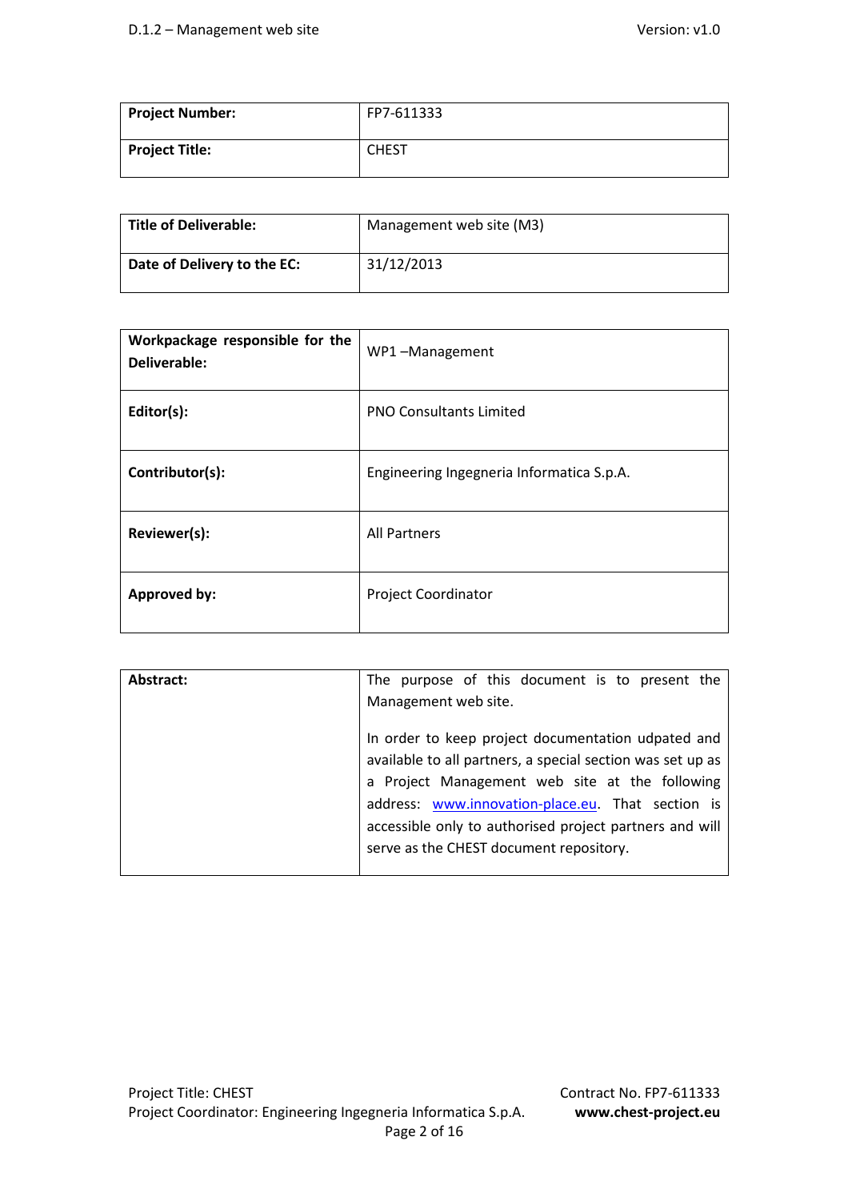| **Project Number:** | FP7-611333 |
| --- | --- |
| **Project Title:** | CHEST |

| **Title of Deliverable:** | Management web site (M3) |
| --- | --- |
| **Date of Delivery to the EC:** | 31/12/2013 |

| **Workpackage responsible for the Deliverable:** | WP1 –Management |
| --- | --- |
| **Editor(s):** | PNO Consultants Limited |
| **Contributor(s):** | Engineering Ingegneria Informatica S.p.A. |
| **Reviewer(s):** | All Partners |
| **Approved by:** | Project Coordinator |

| **Abstract:** | The purpose of this document is to present the Management web site.<br><br>In order to keep project documentation udpated and available to all partners, a special section was set up as a Project Management web site at the following address: www.innovation-place.eu. That section is accessible only to authorised project partners and will serve as the CHEST document repository. |
| --- | --- |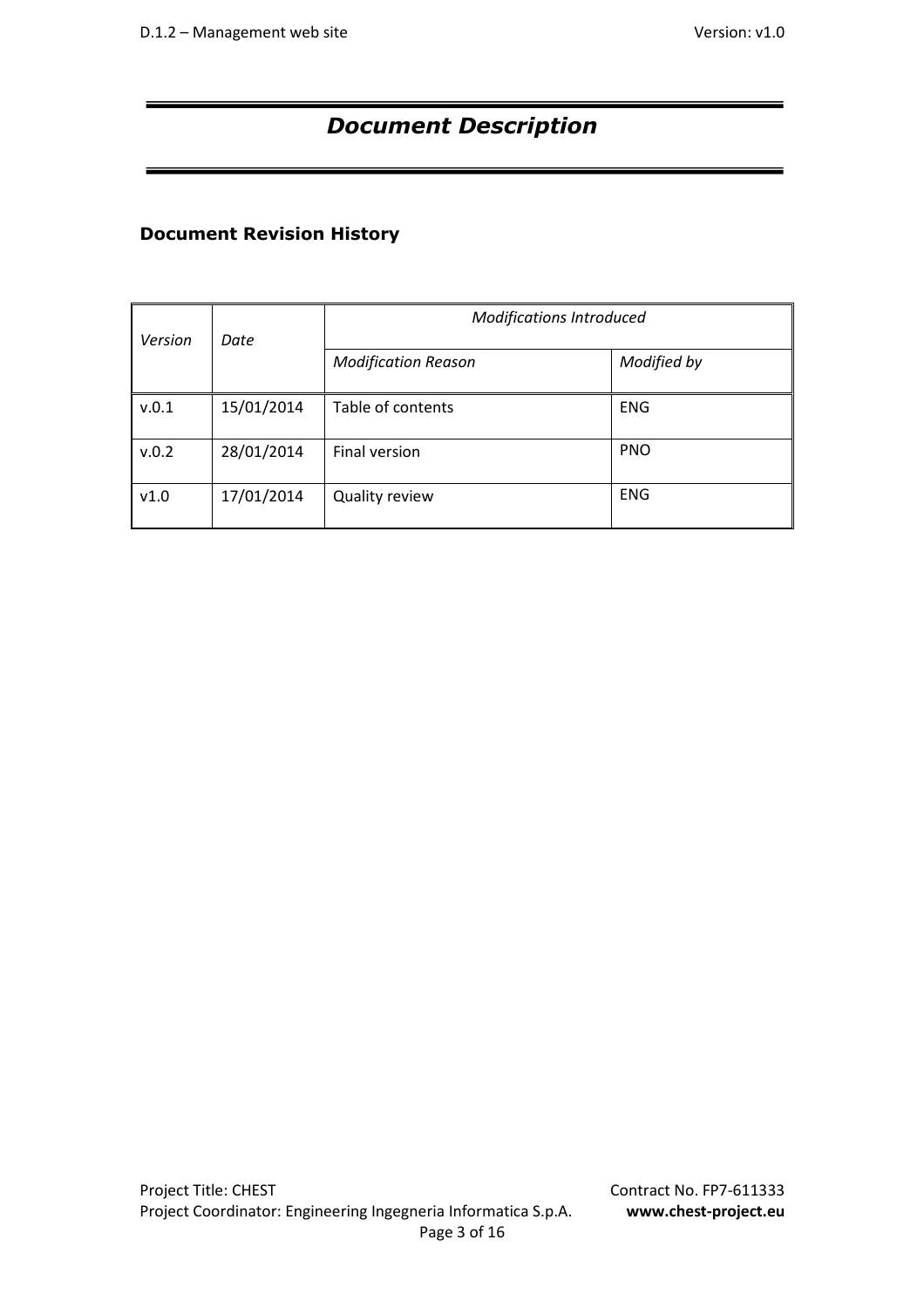# *Document Description*

## Document Revision History

| *Version* | *Date* | *Modifications Introduced* | |
|---|---|---|---|
| | | *Modification Reason* | *Modified by* |
| v.0.1 | 15/01/2014 | Table of contents | ENG |
| v.0.2 | 28/01/2014 | Final version | PNO |
| v1.0 | 17/01/2014 | Quality review | ENG |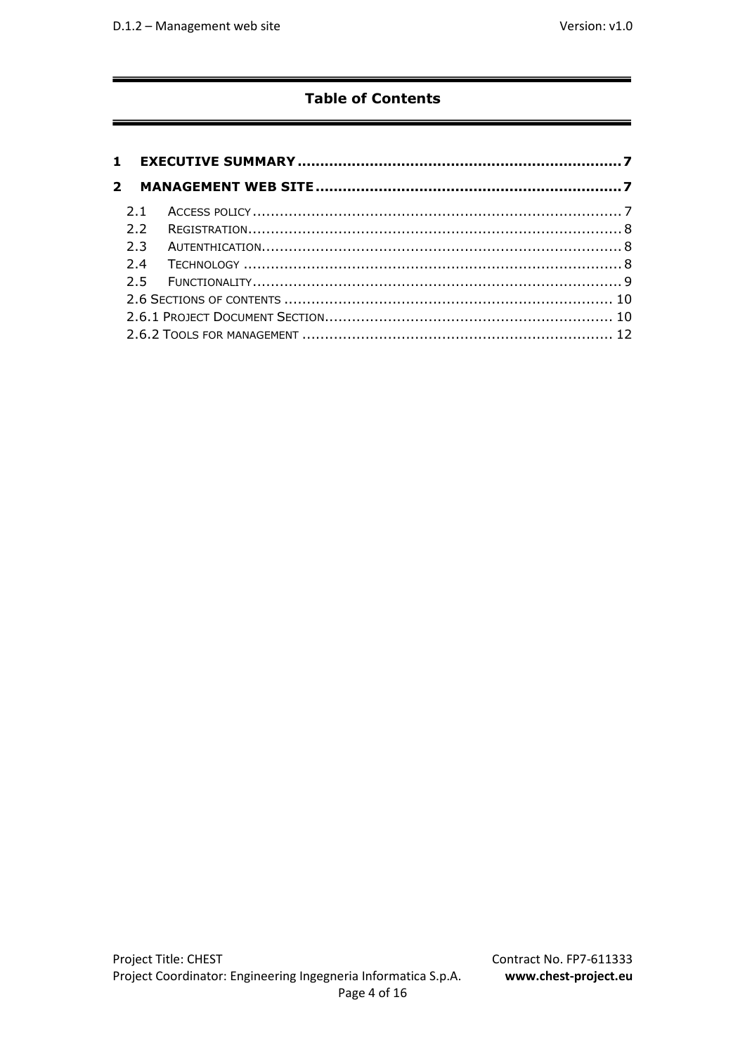# Table of Contents

**1 EXECUTIVE SUMMARY ........................................................................ 7**

**2 MANAGEMENT WEB SITE ................................................................... 7**

2.1 ACCESS POLICY ........................................................................................ 7
2.2 REGISTRATION.......................................................................................... 8
2.3 AUTENTHICATION...................................................................................... 8
2.4 TECHNOLOGY ........................................................................................... 8
2.5 FUNCTIONALITY......................................................................................... 9
2.6 SECTIONS OF CONTENTS .......................................................................... 10
2.6.1 PROJECT DOCUMENT SECTION................................................................. 10
2.6.2 TOOLS FOR MANAGEMENT ...................................................................... 12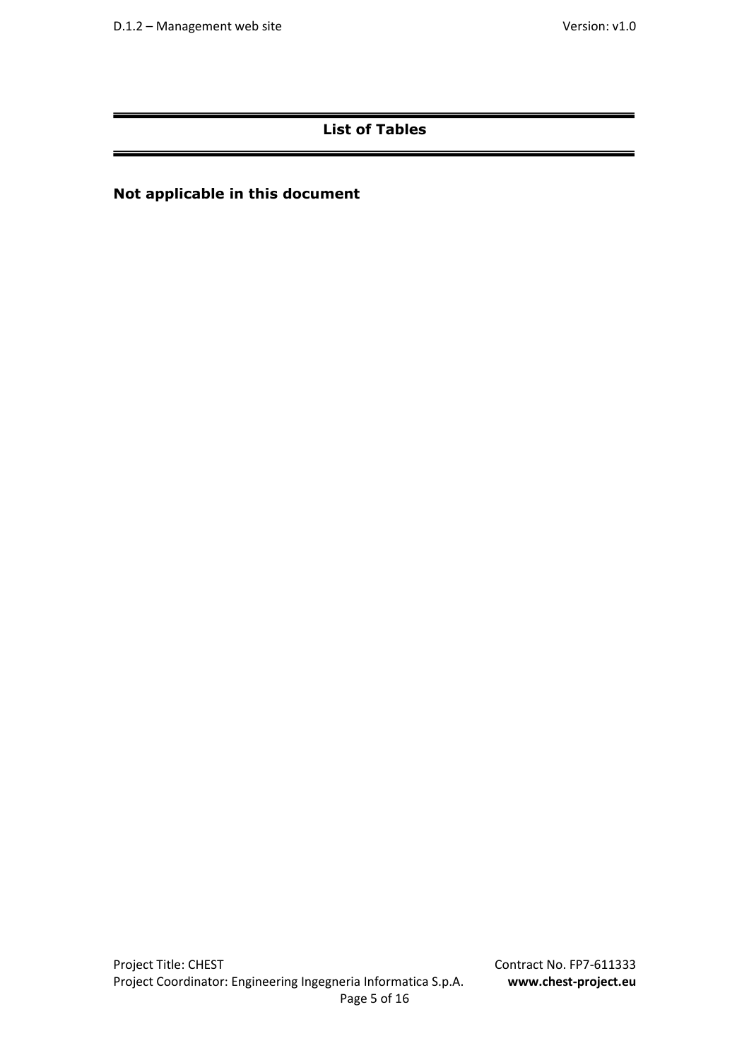## List of Tables

**Not applicable in this document**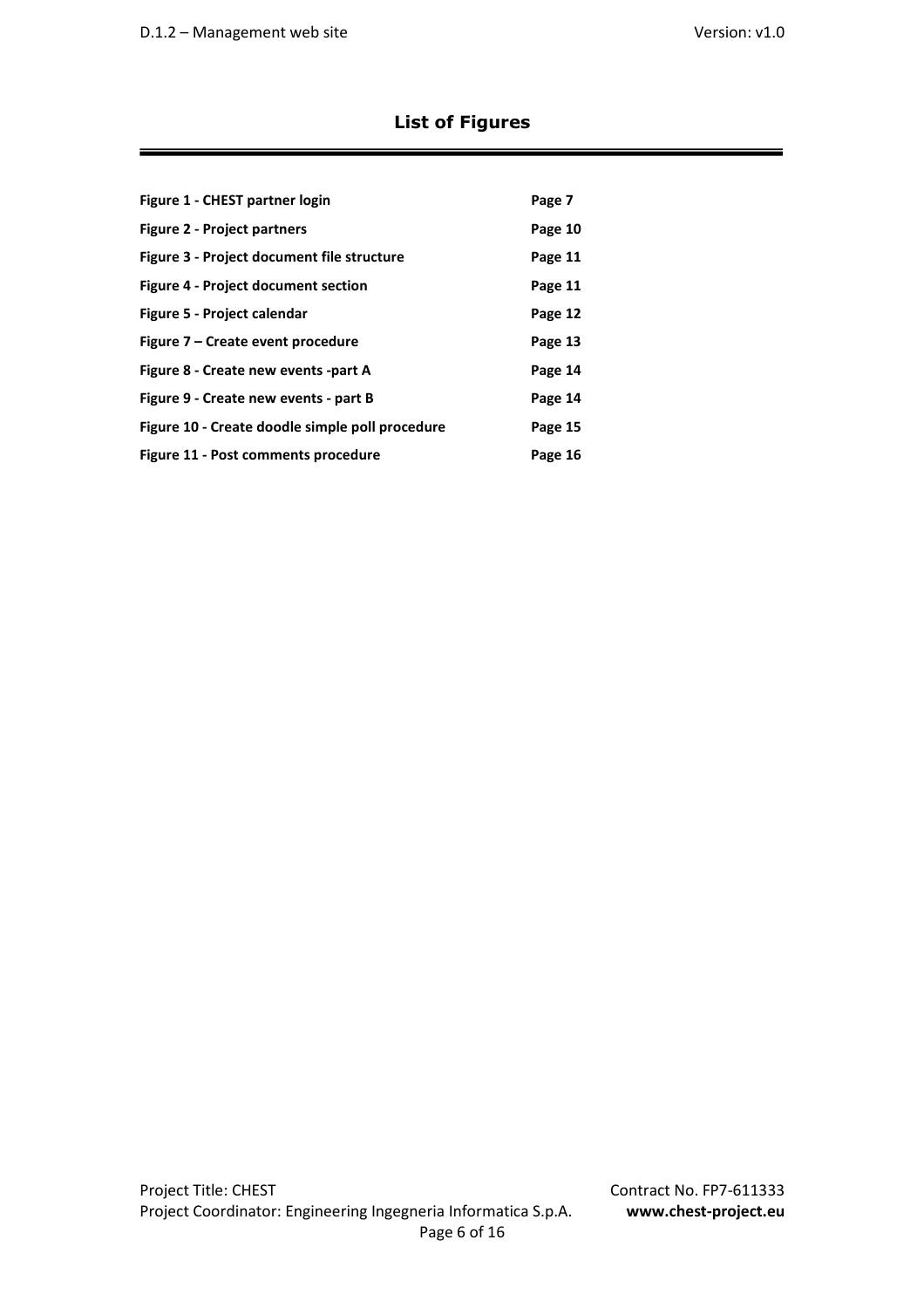## List of Figures

| | |
|---|---|
| **Figure 1 - CHEST partner login** | **Page 7** |
| **Figure 2 - Project partners** | **Page 10** |
| **Figure 3 - Project document file structure** | **Page 11** |
| **Figure 4 - Project document section** | **Page 11** |
| **Figure 5 - Project calendar** | **Page 12** |
| **Figure 7 – Create event procedure** | **Page 13** |
| **Figure 8 - Create new events -part A** | **Page 14** |
| **Figure 9 - Create new events - part B** | **Page 14** |
| **Figure 10 - Create doodle simple poll procedure** | **Page 15** |
| **Figure 11 - Post comments procedure** | **Page 16** |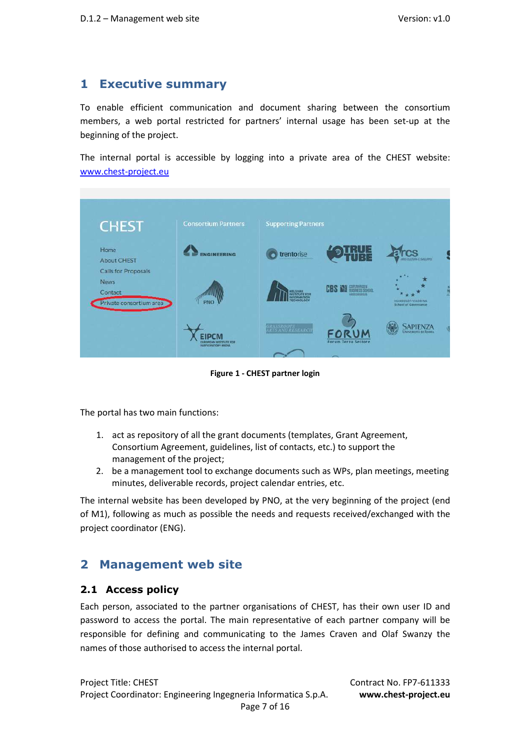# 1 Executive summary

To enable efficient communication and document sharing between the consortium members, a web portal restricted for partners' internal usage has been set-up at the beginning of the project.

The internal portal is accessible by logging into a private area of the CHEST website: www.chest-project.eu

**Figure 1 - CHEST partner login**

The portal has two main functions:

1. act as repository of all the grant documents (templates, Grant Agreement, Consortium Agreement, guidelines, list of contacts, etc.) to support the management of the project;
2. be a management tool to exchange documents such as WPs, plan meetings, meeting minutes, deliverable records, project calendar entries, etc.

The internal website has been developed by PNO, at the very beginning of the project (end of M1), following as much as possible the needs and requests received/exchanged with the project coordinator (ENG).

# 2 Management web site

## 2.1 Access policy

Each person, associated to the partner organisations of CHEST, has their own user ID and password to access the portal. The main representative of each partner company will be responsible for defining and communicating to the James Craven and Olaf Swanzy the names of those authorised to access the internal portal.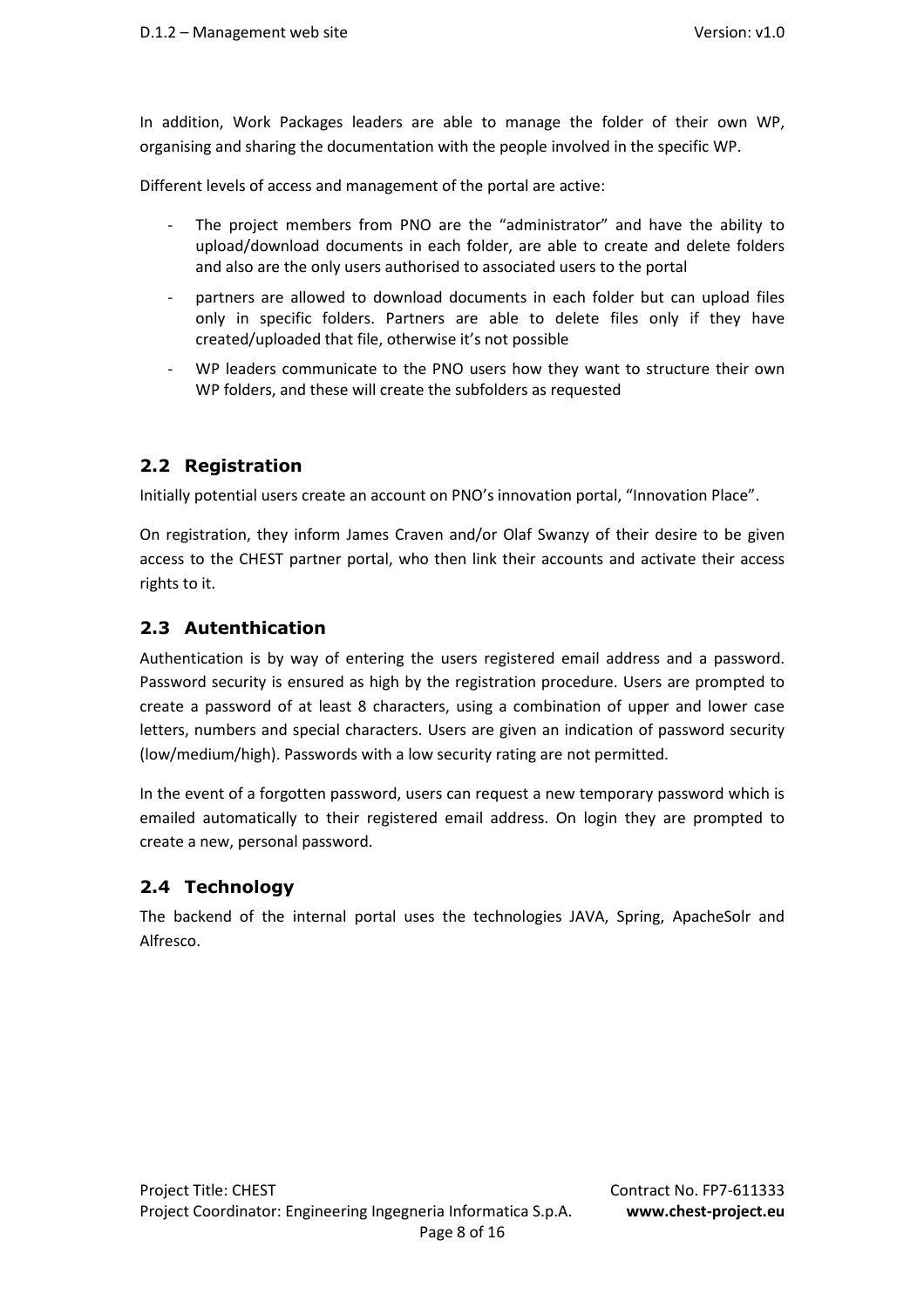In addition, Work Packages leaders are able to manage the folder of their own WP, organising and sharing the documentation with the people involved in the specific WP.

Different levels of access and management of the portal are active:

- The project members from PNO are the "administrator" and have the ability to upload/download documents in each folder, are able to create and delete folders and also are the only users authorised to associated users to the portal
- partners are allowed to download documents in each folder but can upload files only in specific folders. Partners are able to delete files only if they have created/uploaded that file, otherwise it's not possible
- WP leaders communicate to the PNO users how they want to structure their own WP folders, and these will create the subfolders as requested

## 2.2 Registration

Initially potential users create an account on PNO's innovation portal, "Innovation Place".

On registration, they inform James Craven and/or Olaf Swanzy of their desire to be given access to the CHEST partner portal, who then link their accounts and activate their access rights to it.

## 2.3 Autenthication

Authentication is by way of entering the users registered email address and a password. Password security is ensured as high by the registration procedure. Users are prompted to create a password of at least 8 characters, using a combination of upper and lower case letters, numbers and special characters. Users are given an indication of password security (low/medium/high). Passwords with a low security rating are not permitted.

In the event of a forgotten password, users can request a new temporary password which is emailed automatically to their registered email address. On login they are prompted to create a new, personal password.

## 2.4 Technology

The backend of the internal portal uses the technologies JAVA, Spring, ApacheSolr and Alfresco.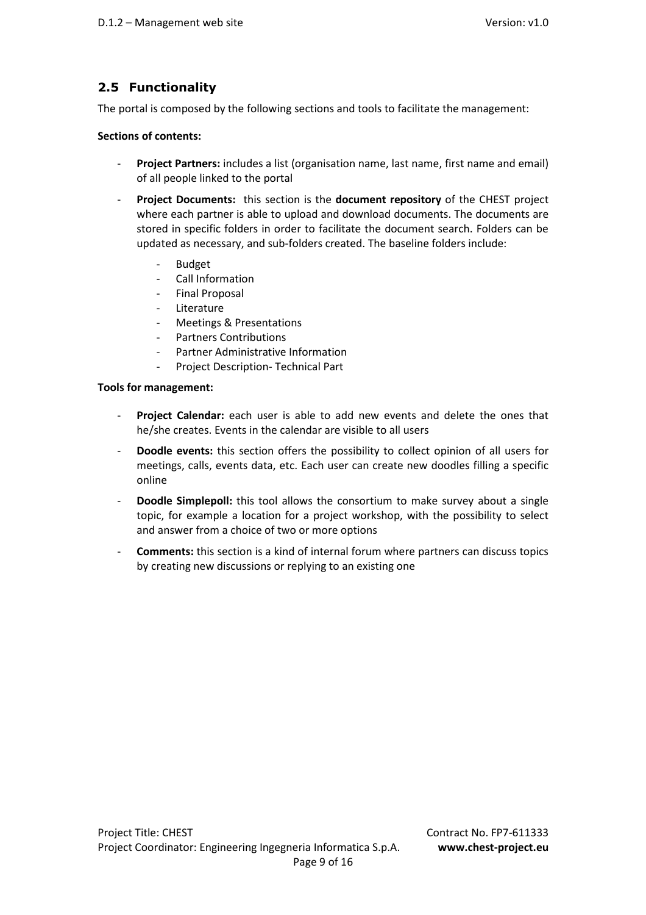## 2.5 Functionality

The portal is composed by the following sections and tools to facilitate the management:

**Sections of contents:**

- **Project Partners:** includes a list (organisation name, last name, first name and email) of all people linked to the portal
- **Project Documents:** this section is the **document repository** of the CHEST project where each partner is able to upload and download documents. The documents are stored in specific folders in order to facilitate the document search. Folders can be updated as necessary, and sub-folders created. The baseline folders include:
    - Budget
    - Call Information
    - Final Proposal
    - Literature
    - Meetings & Presentations
    - Partners Contributions
    - Partner Administrative Information
    - Project Description- Technical Part

**Tools for management:**

- **Project Calendar:** each user is able to add new events and delete the ones that he/she creates. Events in the calendar are visible to all users
- **Doodle events:** this section offers the possibility to collect opinion of all users for meetings, calls, events data, etc. Each user can create new doodles filling a specific online
- **Doodle Simplepoll:** this tool allows the consortium to make survey about a single topic, for example a location for a project workshop, with the possibility to select and answer from a choice of two or more options
- **Comments:** this section is a kind of internal forum where partners can discuss topics by creating new discussions or replying to an existing one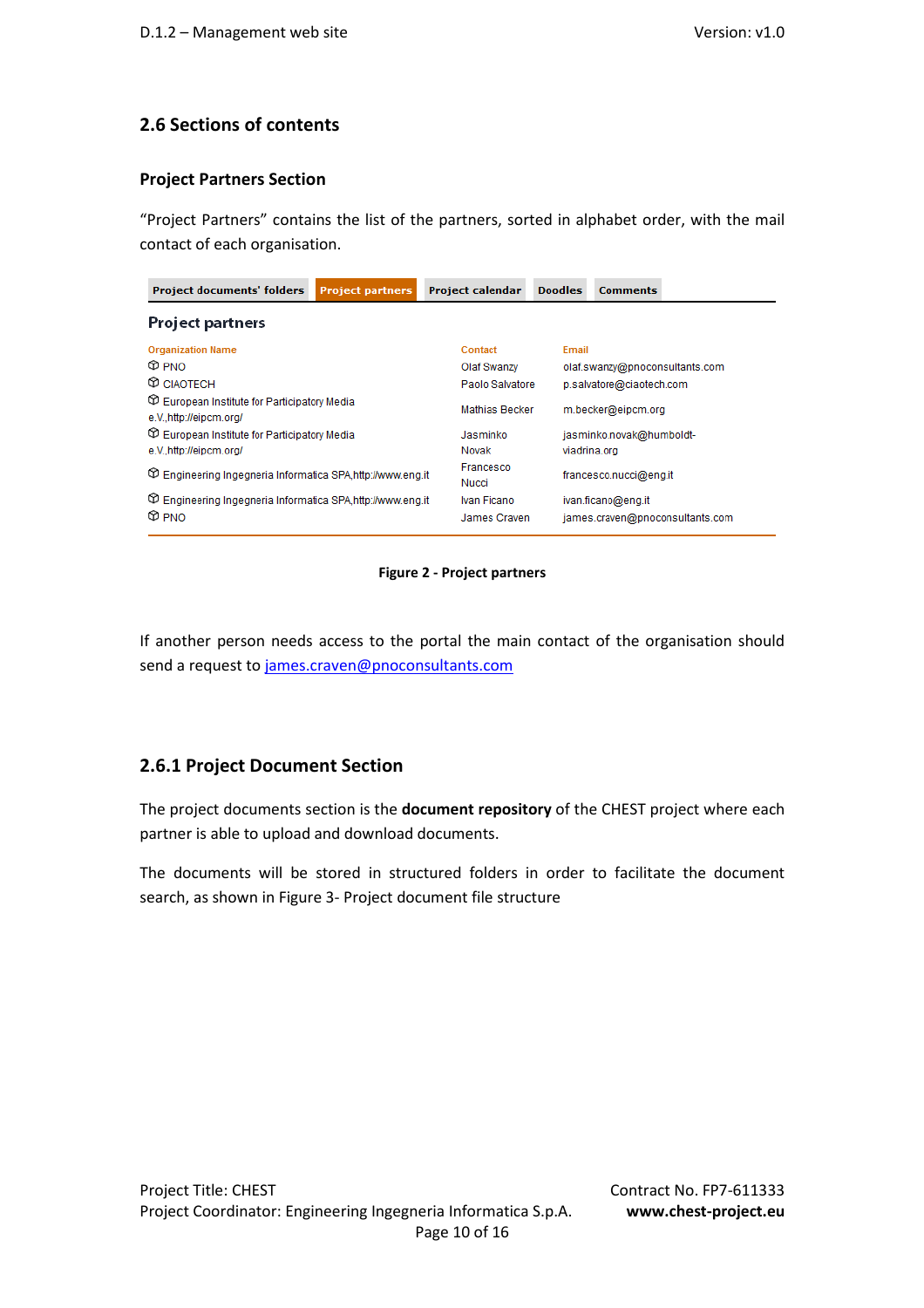## 2.6 Sections of contents

### Project Partners Section

"Project Partners" contains the list of the partners, sorted in alphabet order, with the mail contact of each organisation.

Project documents' folders | Project partners | Project calendar | Doodles | Comments

**Project partners**

| Organization Name | Contact | Email |
| --- | --- | --- |
| PNO | Olaf Swanzy | olaf.swanzy@pnoconsultants.com |
| CIAOTECH | Paolo Salvatore | p.salvatore@ciaotech.com |
| European Institute for Participatory Media e.V.,http://eipcm.org/ | Mathias Becker | m.becker@eipcm.org |
| European Institute for Participatory Media e.V.,http://eipcm.org/ | Jasminko Novak | jasminko.novak@humboldt-viadrina.org |
| Engineering Ingegneria Informatica SPA,http://www.eng.it | Francesco Nucci | francesco.nucci@eng.it |
| Engineering Ingegneria Informatica SPA,http://www.eng.it | Ivan Ficano | ivan.ficano@eng.it |
| PNO | James Craven | james.craven@pnoconsultants.com |

**Figure 2 - Project partners**

If another person needs access to the portal the main contact of the organisation should send a request to james.craven@pnoconsultants.com

### 2.6.1 Project Document Section

The project documents section is the **document repository** of the CHEST project where each partner is able to upload and download documents.

The documents will be stored in structured folders in order to facilitate the document search, as shown in Figure 3- Project document file structure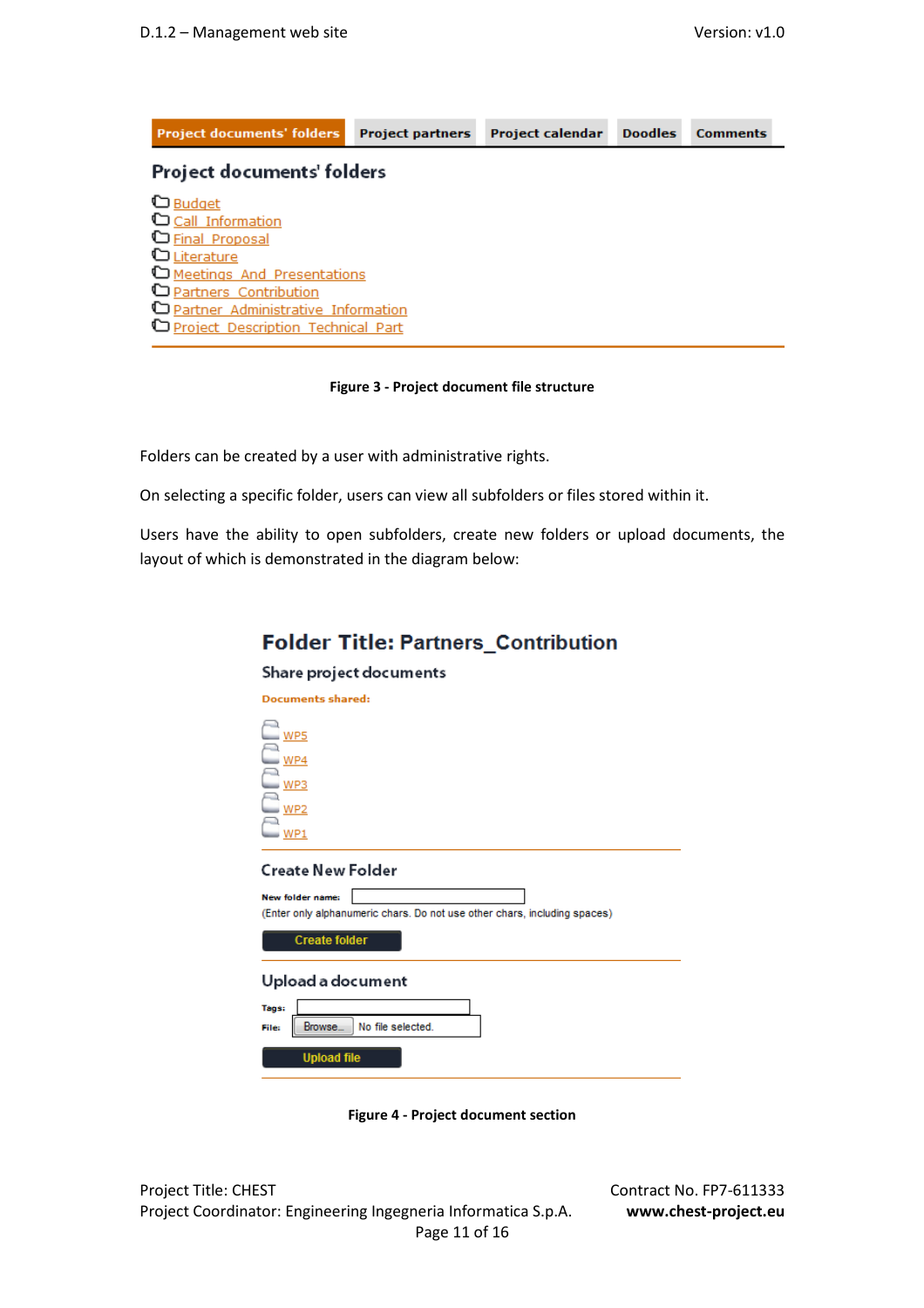Project documents' folders | Project partners | Project calendar | Doodles | Comments

## Project documents' folders

- Budget
- Call_Information
- Final_Proposal
- Literature
- Meetings_And_Presentations
- Partners_Contribution
- Partner_Administrative_Information
- Project_Description_Technical_Part

**Figure 3 - Project document file structure**

Folders can be created by a user with administrative rights.

On selecting a specific folder, users can view all subfolders or files stored within it.

Users have the ability to open subfolders, create new folders or upload documents, the layout of which is demonstrated in the diagram below:

## Folder Title: Partners_Contribution

### Share project documents

**Documents shared:**

- WP5
- WP4
- WP3
- WP2
- WP1

### Create New Folder

**New folder name:**

(Enter only alphanumeric chars. Do not use other chars, including spaces)

Create folder

### Upload a document

**Tags:**

**File:** Browse... No file selected.

Upload file

**Figure 4 - Project document section**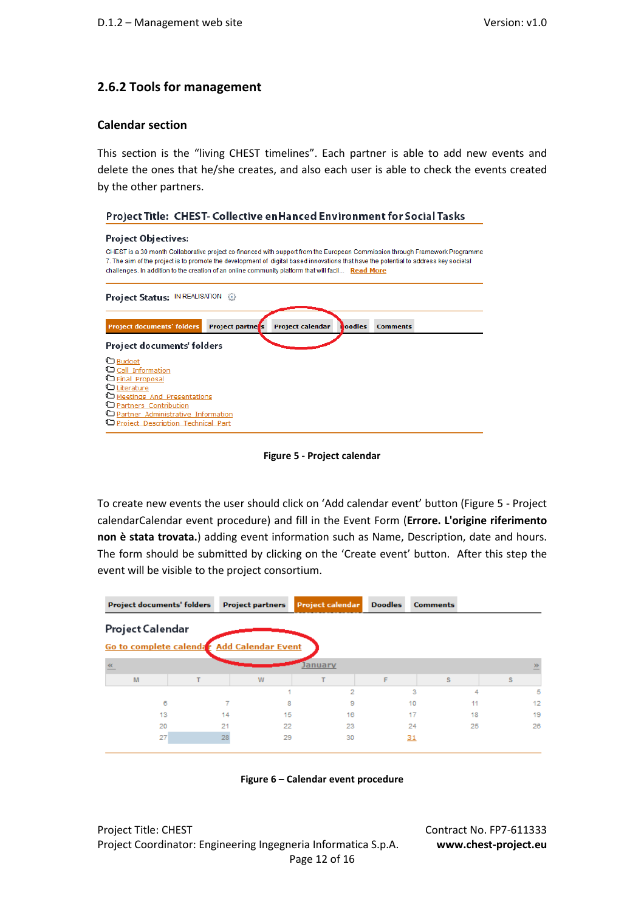## 2.6.2 Tools for management

### Calendar section

This section is the “living CHEST timelines”. Each partner is able to add new events and delete the ones that he/she creates, and also each user is able to check the events created by the other partners.

Figure 5 - Project calendar

To create new events the user should click on ‘Add calendar event’ button (Figure 5 - Project calendarCalendar event procedure) and fill in the Event Form (**Errore. L'origine riferimento non è stata trovata.**) adding event information such as Name, Description, date and hours. The form should be submitted by clicking on the ‘Create event’ button. After this step the event will be visible to the project consortium.

Figure 6 – Calendar event procedure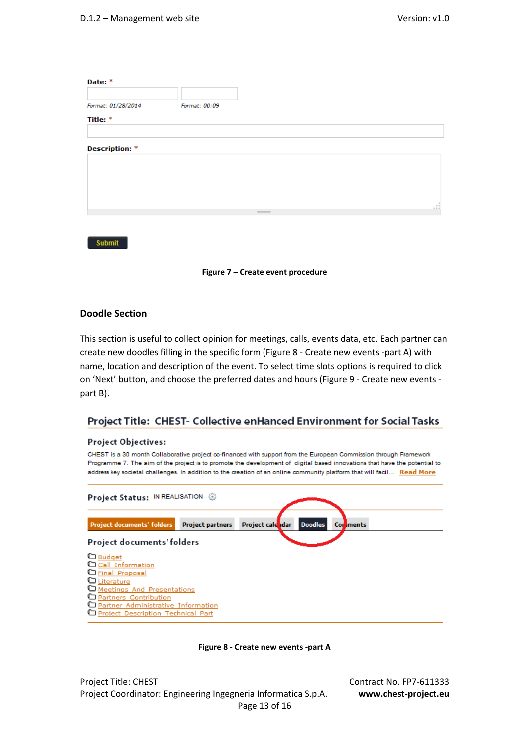**Date:** *

Format: 01/28/2014 Format: 00:09

**Title:** *

**Description:** *

Submit

**Figure 7 – Create event procedure**

## Doodle Section

This section is useful to collect opinion for meetings, calls, events data, etc. Each partner can create new doodles filling in the specific form (Figure 8 - Create new events -part A) with name, location and description of the event. To select time slots options is required to click on 'Next' button, and choose the preferred dates and hours (Figure 9 - Create new events - part B).

**Project Title: CHEST- Collective enHanced Environment for Social Tasks**

**Project Objectives:**

CHEST is a 30 month Collaborative project co-financed with support from the European Commission through Framework Programme 7. The aim of the project is to promote the development of digital based innovations that have the potential to address key societal challenges. In addition to the creation of an online community platform that will facil... Read More

**Project Status:** IN REALISATION

Project documents' folders | Project partners | Project calendar | Doodles | Comments

**Project documents' folders**

- Budget
- Call Information
- Final Proposal
- Literature
- Meetings And Presentations
- Partners Contribution
- Partner Administrative Information
- Project Description Technical Part

**Figure 8 - Create new events -part A**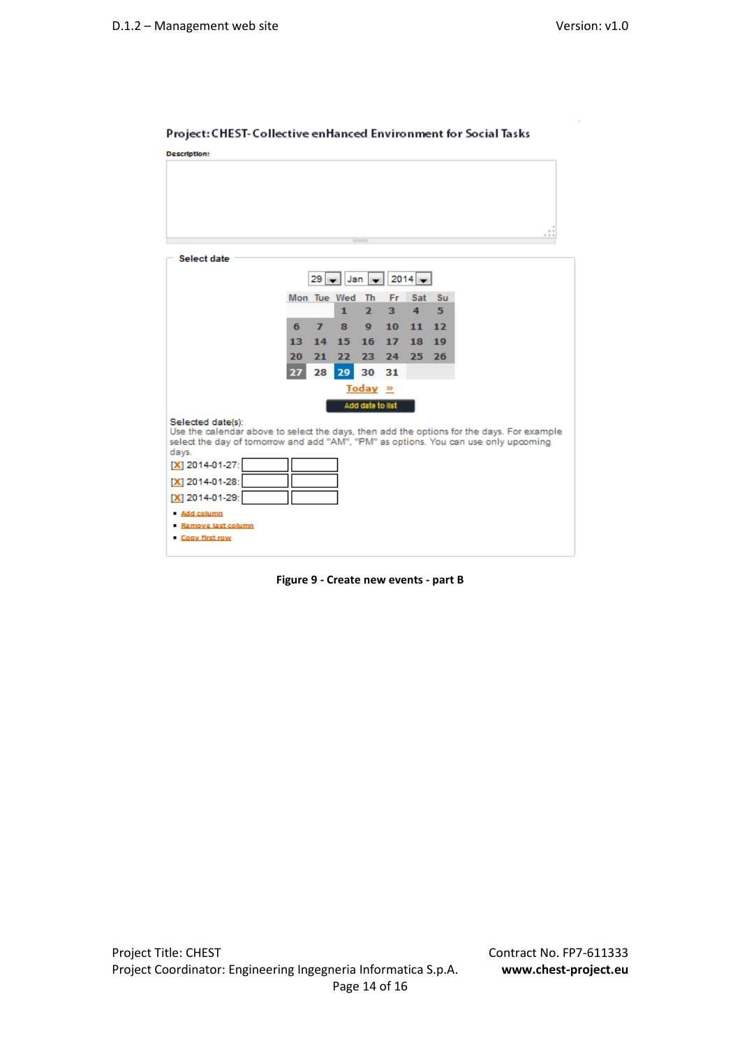Project: CHEST- Collective enHanced Environment for Social Tasks

**Description:**

Select date

29 Jan 2014

| Mon | Tue | Wed | Th | Fr | Sat | Su |
|---|---|---|---|---|---|---|
| | | 1 | 2 | 3 | 4 | 5 |
| 6 | 7 | 8 | 9 | 10 | 11 | 12 |
| 13 | 14 | 15 | 16 | 17 | 18 | 19 |
| 20 | 21 | 22 | 23 | 24 | 25 | 26 |
| 27 | 28 | 29 | 30 | 31 | | |

Today »

Add date to list

Selected date(s):
Use the calendar above to select the days, then add the options for the days. For example select the day of tomorrow and add "AM", "PM" as options. You can use only upcoming days.

[X] 2014-01-27:
[X] 2014-01-28:
[X] 2014-01-29:

- Add column
- Remove last column
- Copy first row

**Figure 9 - Create new events - part B**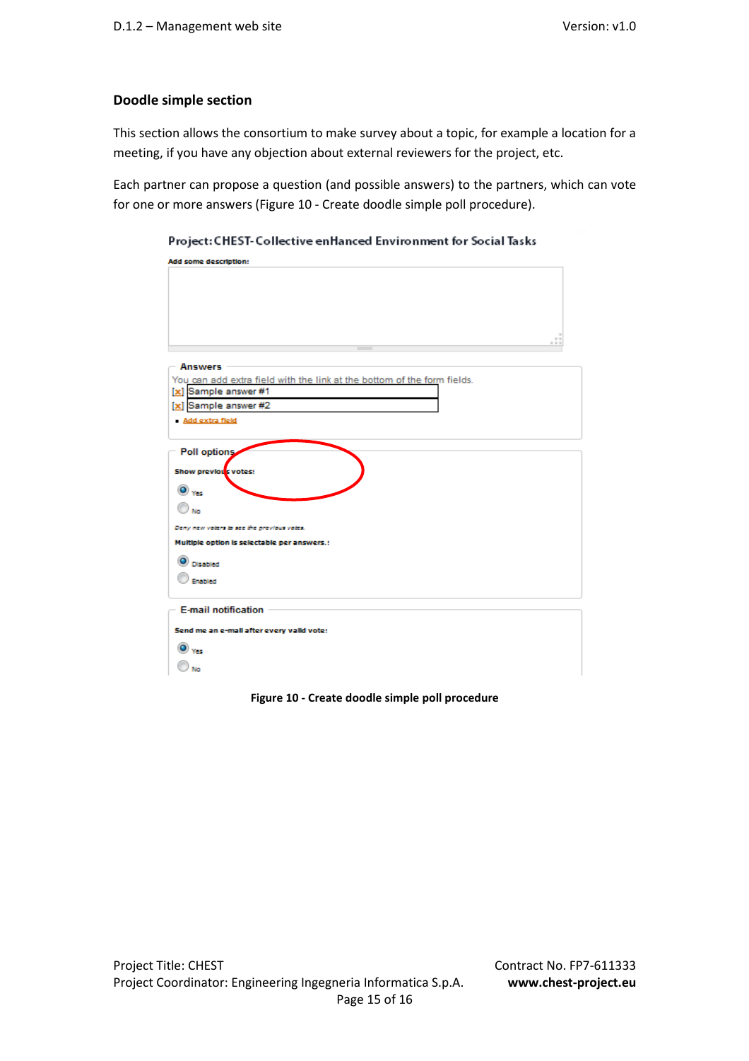## Doodle simple section

This section allows the consortium to make survey about a topic, for example a location for a meeting, if you have any objection about external reviewers for the project, etc.

Each partner can propose a question (and possible answers) to the partners, which can vote for one or more answers (Figure 10 - Create doodle simple poll procedure).

Project: CHEST- Collective enHanced Environment for Social Tasks

Add some description:

Answers

You can add extra field with the link at the bottom of the form fields.

[x] Sample answer #1

[x] Sample answer #2

- Add extra field

Poll options

Show previous votes:

Yes

No

Deny new voters to see the previous votes.

Multiple option is selectable per answers.:

Disabled

Enabled

E-mail notification

Send me an e-mail after every valid vote:

Yes

No

**Figure 10 - Create doodle simple poll procedure**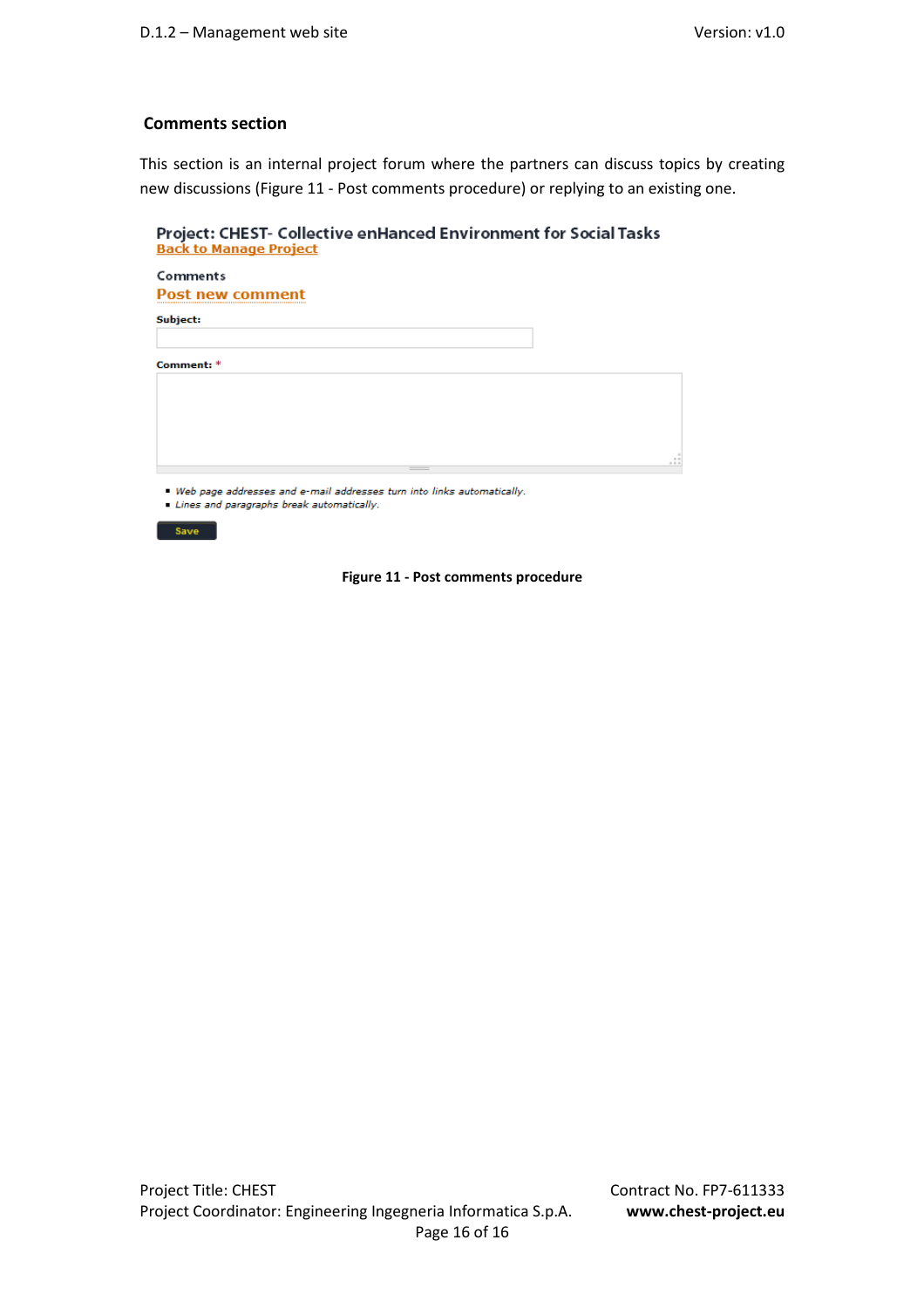### Comments section

This section is an internal project forum where the partners can discuss topics by creating new discussions (Figure 11 - Post comments procedure) or replying to an existing one.

Project: CHEST- Collective enHanced Environment for Social Tasks
Back to Manage Project

Comments
Post new comment

Subject:

Comment: *

- *Web page addresses and e-mail addresses turn into links automatically.*
- *Lines and paragraphs break automatically.*

Save

**Figure 11 - Post comments procedure**